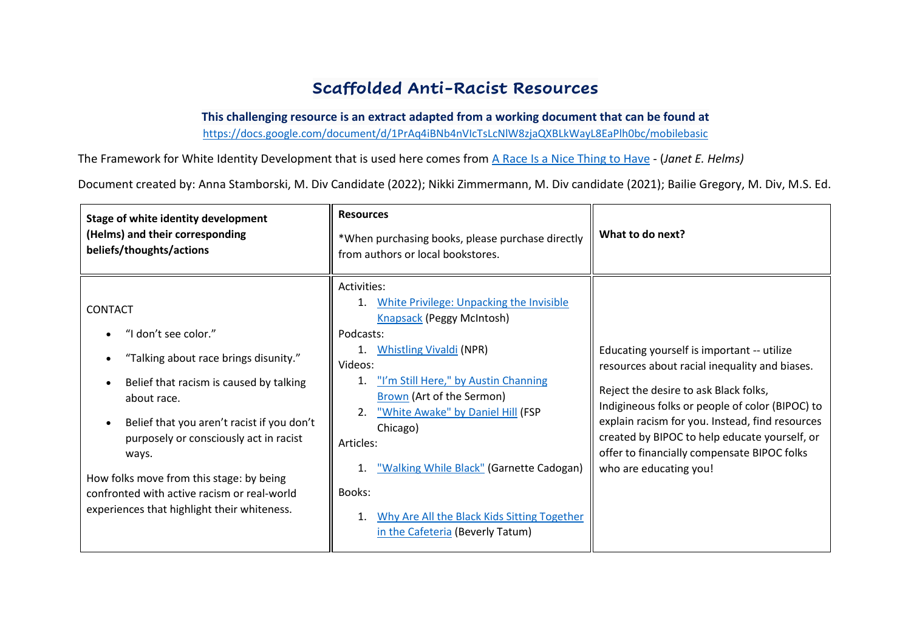# Scaffolded Anti-Racist Resources

**This challenging resource is an extract adapted from a working document that can be found at**
https://docs.google.com/document/d/1PrAq4iBNb4nVIcTsLcNlW8zjaQXBLkWayL8EaPlh0bc/mobilebasic

The Framework for White Identity Development that is used here comes from A Race Is a Nice Thing to Have - (*Janet E. Helms)*

Document created by: Anna Stamborski, M. Div Candidate (2022); Nikki Zimmermann, M. Div candidate (2021); Bailie Gregory, M. Div, M.S. Ed.

| **Stage of white identity development (Helms) and their corresponding beliefs/thoughts/actions** | **Resources**<br><br>*When purchasing books, please purchase directly from authors or local bookstores. | **What to do next?** |
|---|---|---|
| CONTACT<br><br>• "I don't see color."<br>• "Talking about race brings disunity."<br>• Belief that racism is caused by talking about race.<br>• Belief that you aren't racist if you don't purposely or consciously act in racist ways.<br><br>How folks move from this stage: by being confronted with active racism or real-world experiences that highlight their whiteness. | Activities:<br>1. White Privilege: Unpacking the Invisible Knapsack (Peggy McIntosh)<br>Podcasts:<br>1. Whistling Vivaldi (NPR)<br>Videos:<br>1. "I'm Still Here," by Austin Channing Brown (Art of the Sermon)<br>2. "White Awake" by Daniel Hill (FSP Chicago)<br>Articles:<br>1. "Walking While Black" (Garnette Cadogan)<br>Books:<br>1. Why Are All the Black Kids Sitting Together in the Cafeteria (Beverly Tatum) | Educating yourself is important -- utilize resources about racial inequality and biases.<br><br>Reject the desire to ask Black folks, Indigineous folks or people of color (BIPOC) to explain racism for you. Instead, find resources created by BIPOC to help educate yourself, or offer to financially compensate BIPOC folks who are educating you! |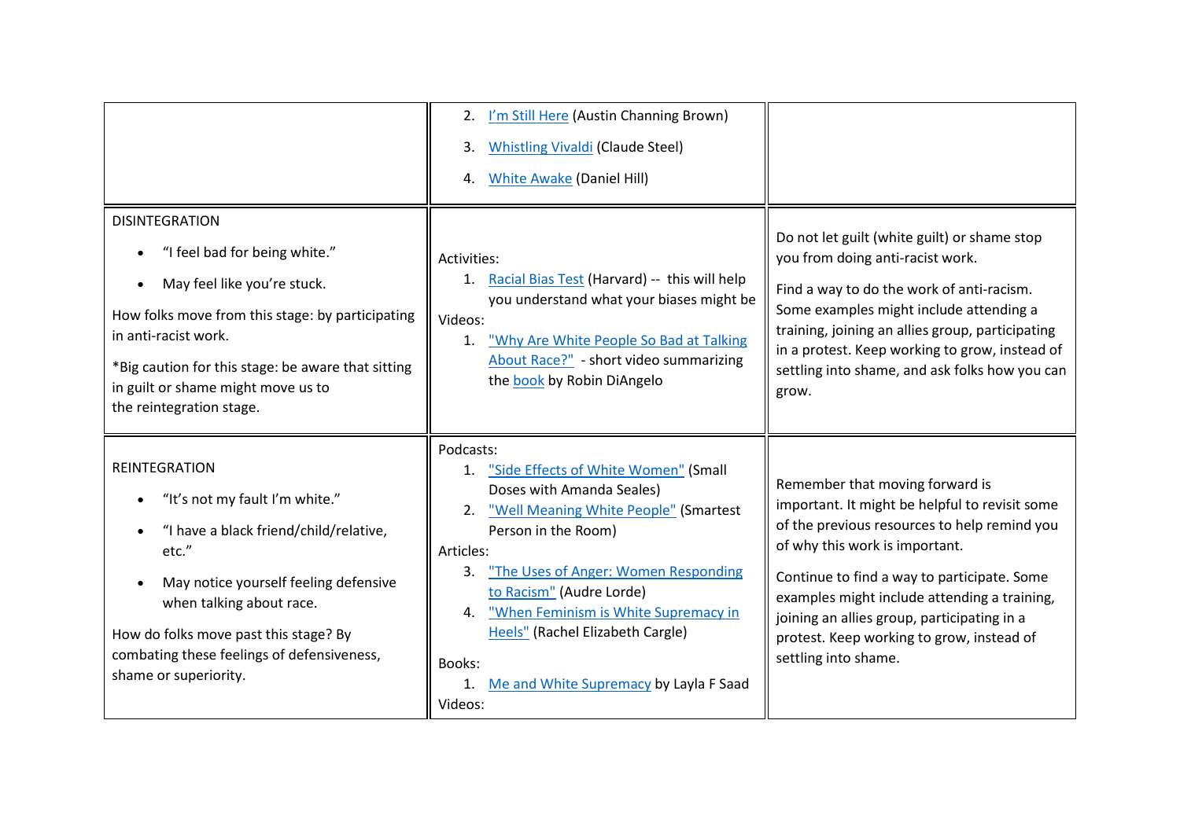| | | |
|---|---|---|
| | 2. [I'm Still Here](#) (Austin Channing Brown)<br>3. [Whistling Vivaldi](#) (Claude Steel)<br>4. [White Awake](#) (Daniel Hill) | |
| DISINTEGRATION<br>• "I feel bad for being white."<br>• May feel like you're stuck.<br>How folks move from this stage: by participating in anti-racist work.<br>*Big caution for this stage: be aware that sitting in guilt or shame might move us to the reintegration stage. | Activities:<br>1. Racial Bias Test (Harvard) -- this will help you understand what your biases might be<br>Videos:<br>1. "Why Are White People So Bad at Talking About Race?" - short video summarizing the book by Robin DiAngelo | Do not let guilt (white guilt) or shame stop you from doing anti-racist work.<br>Find a way to do the work of anti-racism. Some examples might include attending a training, joining an allies group, participating in a protest. Keep working to grow, instead of settling into shame, and ask folks how you can grow. |
| REINTEGRATION<br>• "It's not my fault I'm white."<br>• "I have a black friend/child/relative, etc."<br>• May notice yourself feeling defensive when talking about race.<br>How do folks move past this stage? By combating these feelings of defensiveness, shame or superiority. | Podcasts:<br>1. "Side Effects of White Women" (Small Doses with Amanda Seales)<br>2. "Well Meaning White People" (Smartest Person in the Room)<br>Articles:<br>3. "The Uses of Anger: Women Responding to Racism" (Audre Lorde)<br>4. "When Feminism is White Supremacy in Heels" (Rachel Elizabeth Cargle)<br>Books:<br>1. Me and White Supremacy by Layla F Saad<br>Videos: | Remember that moving forward is important. It might be helpful to revisit some of the previous resources to help remind you of why this work is important.<br>Continue to find a way to participate. Some examples might include attending a training, joining an allies group, participating in a protest. Keep working to grow, instead of settling into shame. |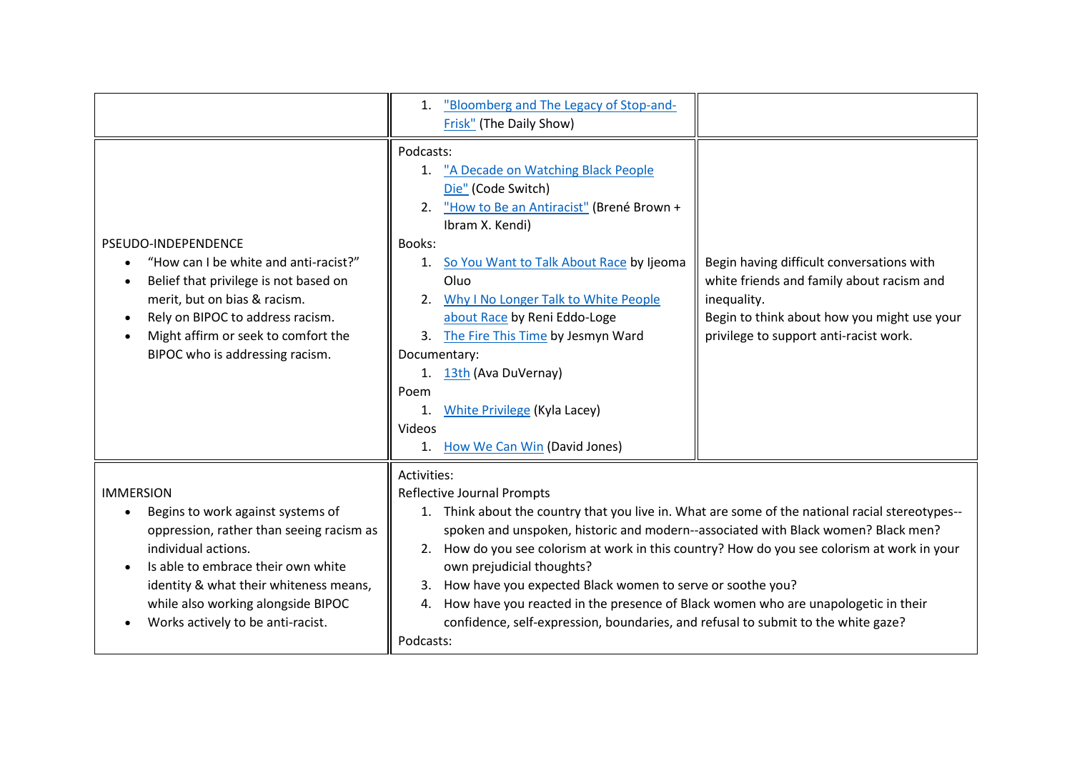| | | |
|---|---|---|
| | 1. "Bloomberg and The Legacy of Stop-and-Frisk" (The Daily Show) | |
| PSEUDO-INDEPENDENCE<br>• "How can I be white and anti-racist?"<br>• Belief that privilege is not based on merit, but on bias & racism.<br>• Rely on BIPOC to address racism.<br>• Might affirm or seek to comfort the BIPOC who is addressing racism. | Podcasts:<br>1. "A Decade on Watching Black People Die" (Code Switch)<br>2. "How to Be an Antiracist" (Brené Brown + Ibram X. Kendi)<br>Books:<br>1. So You Want to Talk About Race by Ijeoma Oluo<br>2. Why I No Longer Talk to White People about Race by Reni Eddo-Loge<br>3. The Fire This Time by Jesmyn Ward<br>Documentary:<br>1. 13th (Ava DuVernay)<br>Poem<br>1. White Privilege (Kyla Lacey)<br>Videos<br>1. How We Can Win (David Jones) | Begin having difficult conversations with white friends and family about racism and inequality.<br>Begin to think about how you might use your privilege to support anti-racist work. |
| IMMERSION<br>• Begins to work against systems of oppression, rather than seeing racism as individual actions.<br>• Is able to embrace their own white identity & what their whiteness means, while also working alongside BIPOC<br>• Works actively to be anti-racist. | Activities:<br>Reflective Journal Prompts<br>1. Think about the country that you live in. What are some of the national racial stereotypes--spoken and unspoken, historic and modern--associated with Black women? Black men?<br>2. How do you see colorism at work in this country? How do you see colorism at work in your own prejudicial thoughts?<br>3. How have you expected Black women to serve or soothe you?<br>4. How have you reacted in the presence of Black women who are unapologetic in their confidence, self-expression, boundaries, and refusal to submit to the white gaze?<br>Podcasts: | |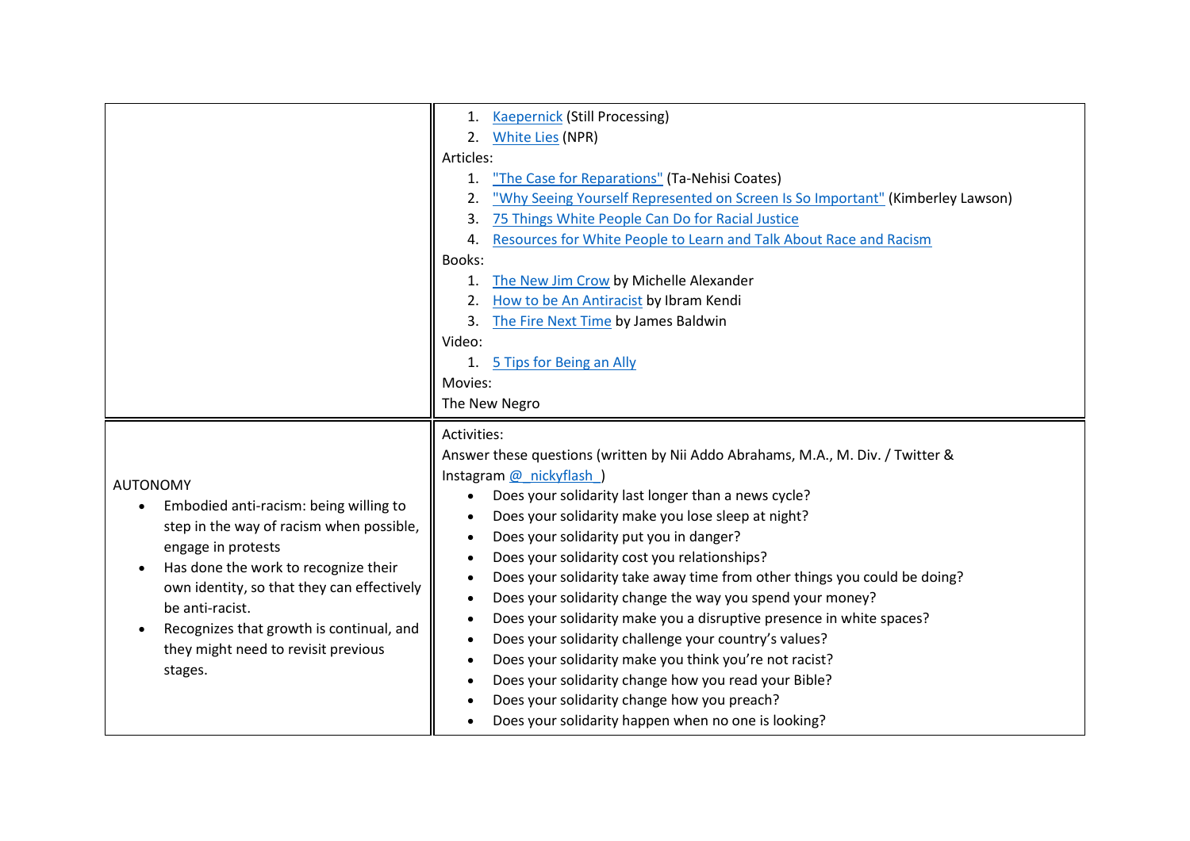| | |
|---|---|
| | 1. Kaepernick (Still Processing)<br>2. White Lies (NPR)<br>Articles:<br>1. "The Case for Reparations" (Ta-Nehisi Coates)<br>2. "Why Seeing Yourself Represented on Screen Is So Important" (Kimberley Lawson)<br>3. 75 Things White People Can Do for Racial Justice<br>4. Resources for White People to Learn and Talk About Race and Racism<br>Books:<br>1. The New Jim Crow by Michelle Alexander<br>2. How to be An Antiracist by Ibram Kendi<br>3. The Fire Next Time by James Baldwin<br>Video:<br>1. 5 Tips for Being an Ally<br>Movies:<br>The New Negro |
| AUTONOMY<br>• Embodied anti-racism: being willing to step in the way of racism when possible, engage in protests<br>• Has done the work to recognize their own identity, so that they can effectively be anti-racist.<br>• Recognizes that growth is continual, and they might need to revisit previous stages. | Activities:<br>Answer these questions (written by Nii Addo Abrahams, M.A., M. Div. / Twitter & Instagram @_nickyflash_)<br>• Does your solidarity last longer than a news cycle?<br>• Does your solidarity make you lose sleep at night?<br>• Does your solidarity put you in danger?<br>• Does your solidarity cost you relationships?<br>• Does your solidarity take away time from other things you could be doing?<br>• Does your solidarity change the way you spend your money?<br>• Does your solidarity make you a disruptive presence in white spaces?<br>• Does your solidarity challenge your country's values?<br>• Does your solidarity make you think you're not racist?<br>• Does your solidarity change how you read your Bible?<br>• Does your solidarity change how you preach?<br>• Does your solidarity happen when no one is looking? |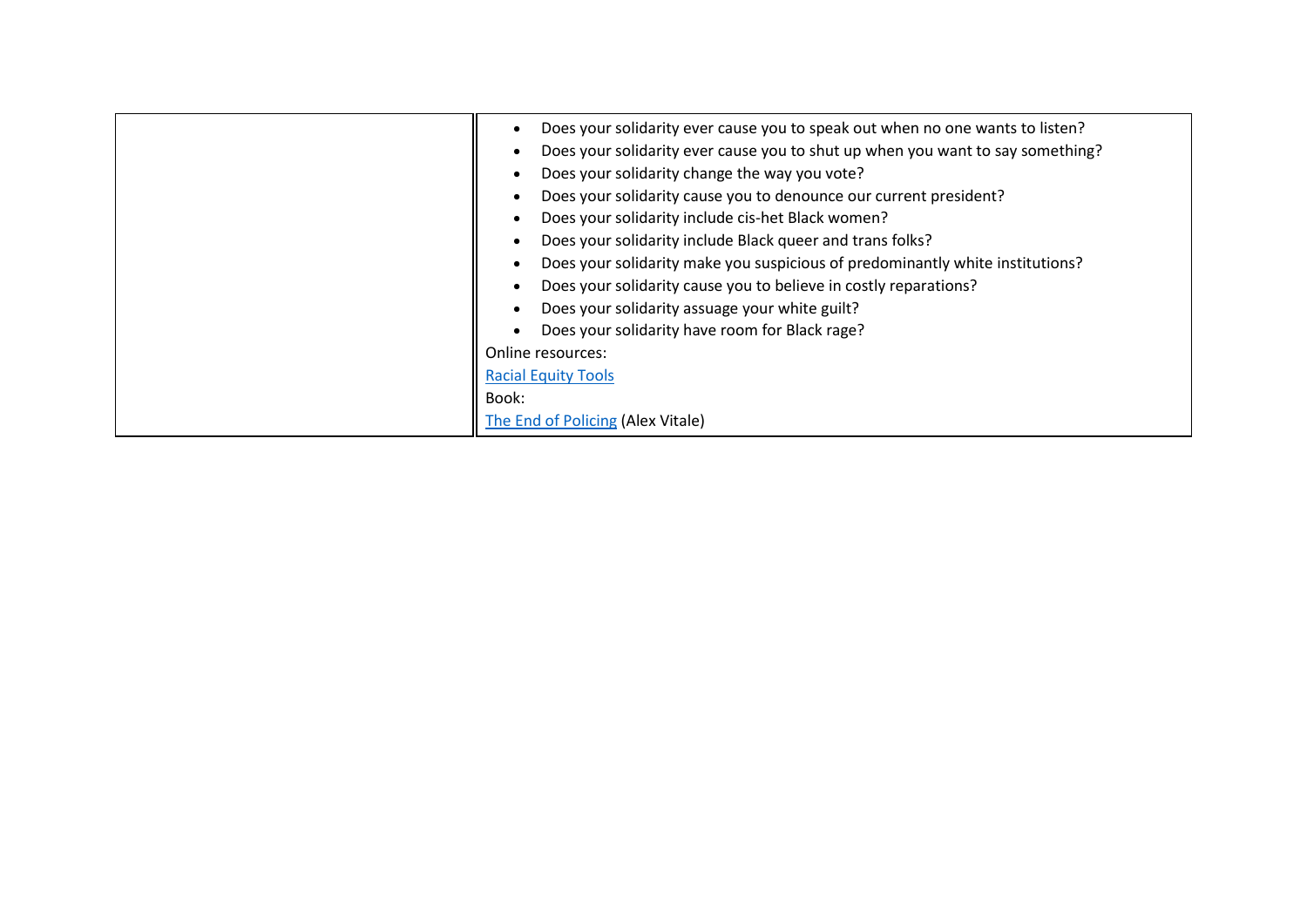| | |
|---|---|
| | <ul><li>Does your solidarity ever cause you to speak out when no one wants to listen?</li><li>Does your solidarity ever cause you to shut up when you want to say something?</li><li>Does your solidarity change the way you vote?</li><li>Does your solidarity cause you to denounce our current president?</li><li>Does your solidarity include cis-het Black women?</li><li>Does your solidarity include Black queer and trans folks?</li><li>Does your solidarity make you suspicious of predominantly white institutions?</li><li>Does your solidarity cause you to believe in costly reparations?</li><li>Does your solidarity assuage your white guilt?</li><li>Does your solidarity have room for Black rage?</li></ul>Online resources:<br>Racial Equity Tools<br>Book:<br>The End of Policing (Alex Vitale) |